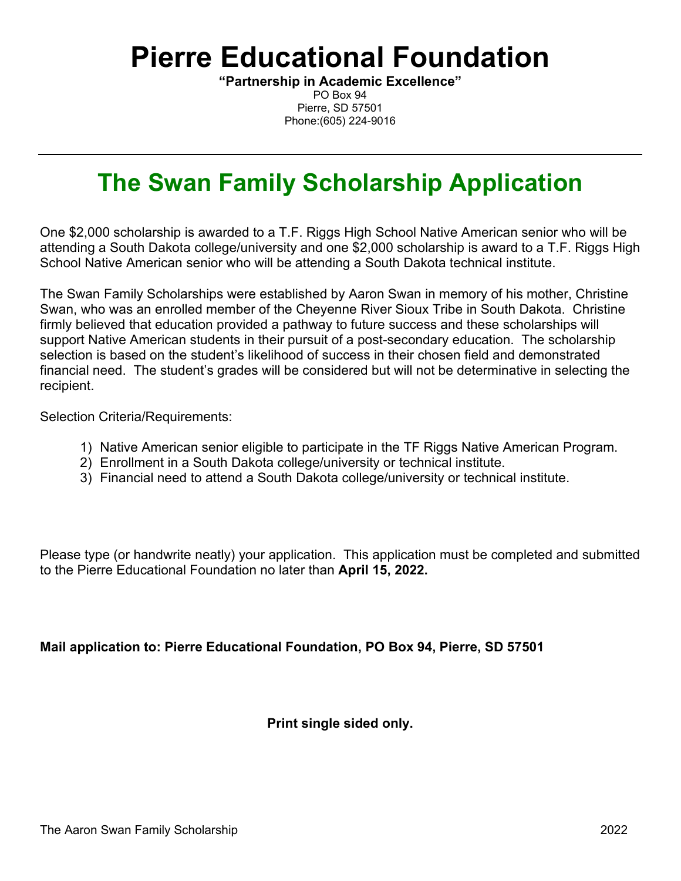# Pierre Educational Foundation

**"Partnership in Academic Excellence"**
PO Box 94
Pierre, SD 57501
Phone:(605) 224-9016

---

## The Swan Family Scholarship Application

One $2,000 scholarship is awarded to a T.F. Riggs High School Native American senior who will be attending a South Dakota college/university and one $2,000 scholarship is award to a T.F. Riggs High School Native American senior who will be attending a South Dakota technical institute.

The Swan Family Scholarships were established by Aaron Swan in memory of his mother, Christine Swan, who was an enrolled member of the Cheyenne River Sioux Tribe in South Dakota. Christine firmly believed that education provided a pathway to future success and these scholarships will support Native American students in their pursuit of a post-secondary education. The scholarship selection is based on the student's likelihood of success in their chosen field and demonstrated financial need. The student's grades will be considered but will not be determinative in selecting the recipient.

Selection Criteria/Requirements:

1) Native American senior eligible to participate in the TF Riggs Native American Program.
2) Enrollment in a South Dakota college/university or technical institute.
3) Financial need to attend a South Dakota college/university or technical institute.

Please type (or handwrite neatly) your application. This application must be completed and submitted to the Pierre Educational Foundation no later than **April 15, 2022.**

**Mail application to: Pierre Educational Foundation, PO Box 94, Pierre, SD 57501**

**Print single sided only.**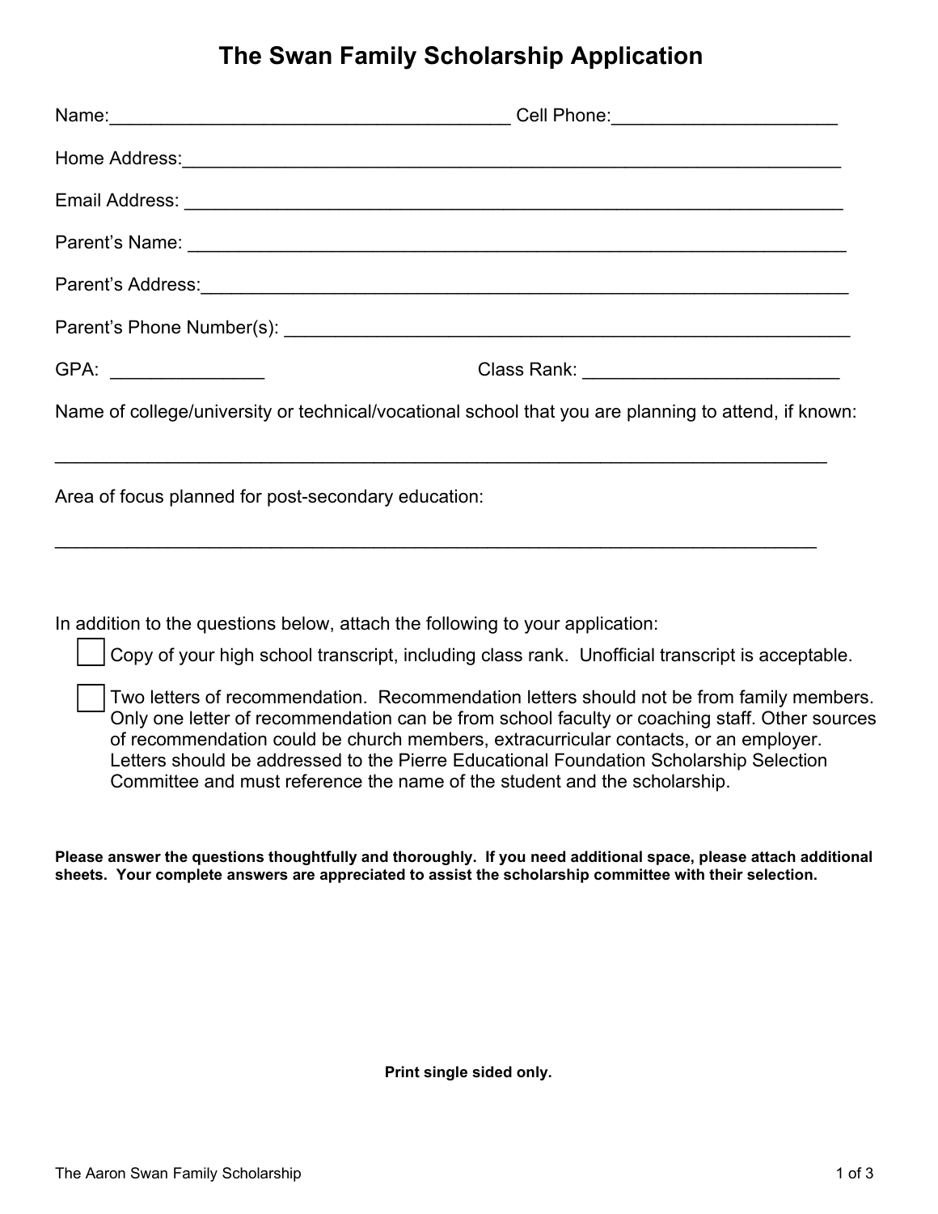# The Swan Family Scholarship Application

Name:_______________________________________ Cell Phone:______________________

Home Address:_______________________________________________________________

Email Address: _______________________________________________________________

Parent's Name: _______________________________________________________________

Parent's Address:______________________________________________________________

Parent's Phone Number(s): _____________________________________________________

GPA: _______________ Class Rank: _________________________

Name of college/university or technical/vocational school that you are planning to attend, if known:

_____________________________________________________________________________

Area of focus planned for post-secondary education:

_____________________________________________________________________________

In addition to the questions below, attach the following to your application:

- [ ] Copy of your high school transcript, including class rank. Unofficial transcript is acceptable.
- [ ] Two letters of recommendation. Recommendation letters should not be from family members. Only one letter of recommendation can be from school faculty or coaching staff. Other sources of recommendation could be church members, extracurricular contacts, or an employer. Letters should be addressed to the Pierre Educational Foundation Scholarship Selection Committee and must reference the name of the student and the scholarship.

**Please answer the questions thoughtfully and thoroughly. If you need additional space, please attach additional sheets. Your complete answers are appreciated to assist the scholarship committee with their selection.**

**Print single sided only.**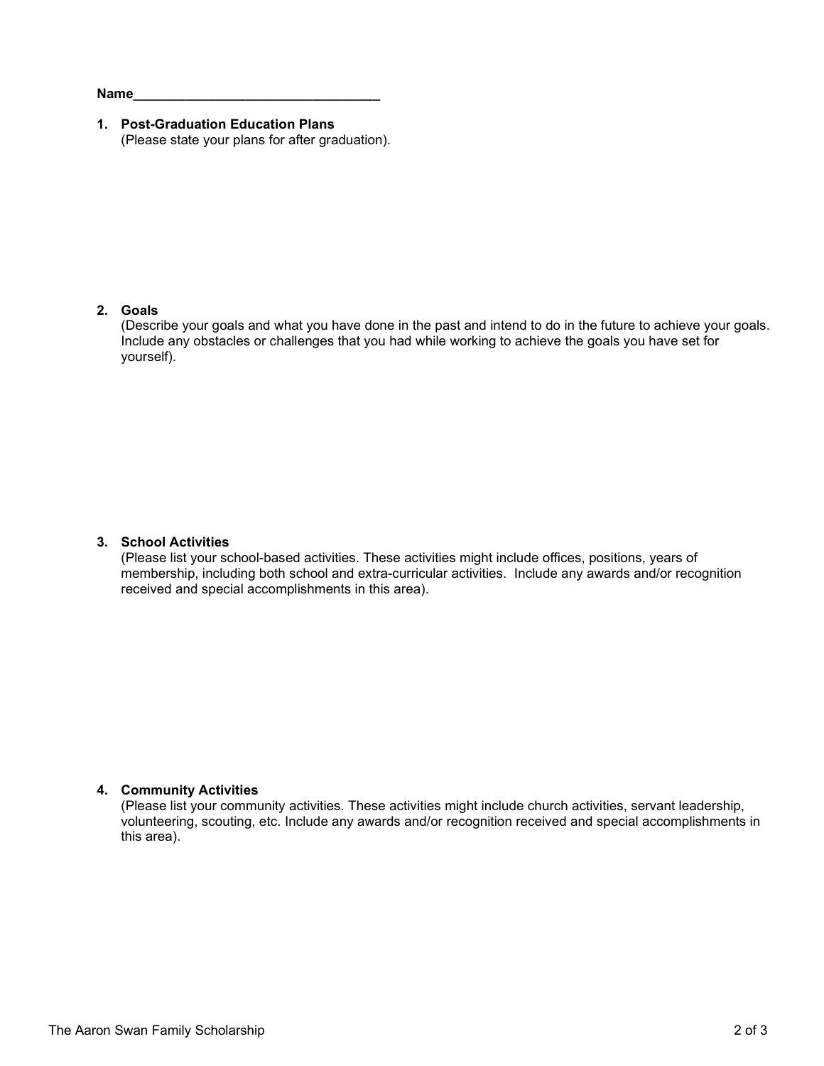**Name**\_\_\_\_\_\_\_\_\_\_\_\_\_\_\_\_\_\_\_\_\_\_\_\_\_\_\_\_\_\_\_\_\_\_

1. **Post-Graduation Education Plans**
   (Please state your plans for after graduation).

2. **Goals**
   (Describe your goals and what you have done in the past and intend to do in the future to achieve your goals. Include any obstacles or challenges that you had while working to achieve the goals you have set for yourself).

3. **School Activities**
   (Please list your school-based activities. These activities might include offices, positions, years of membership, including both school and extra-curricular activities. Include any awards and/or recognition received and special accomplishments in this area).

4. **Community Activities**
   (Please list your community activities. These activities might include church activities, servant leadership, volunteering, scouting, etc. Include any awards and/or recognition received and special accomplishments in this area).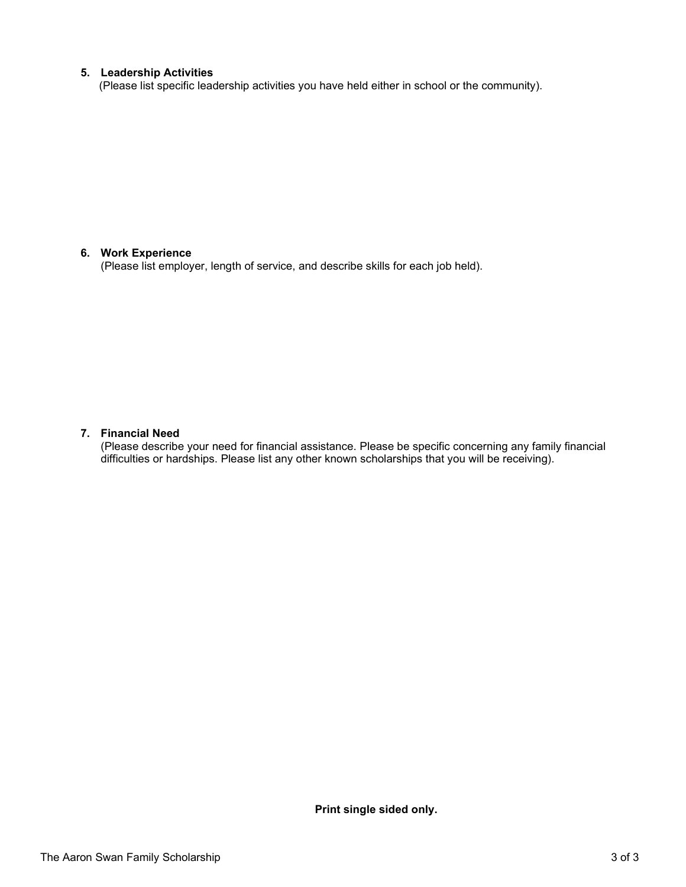**5. Leadership Activities**
(Please list specific leadership activities you have held either in school or the community).

**6. Work Experience**
(Please list employer, length of service, and describe skills for each job held).

**7. Financial Need**
(Please describe your need for financial assistance. Please be specific concerning any family financial difficulties or hardships. Please list any other known scholarships that you will be receiving).

**Print single sided only.**